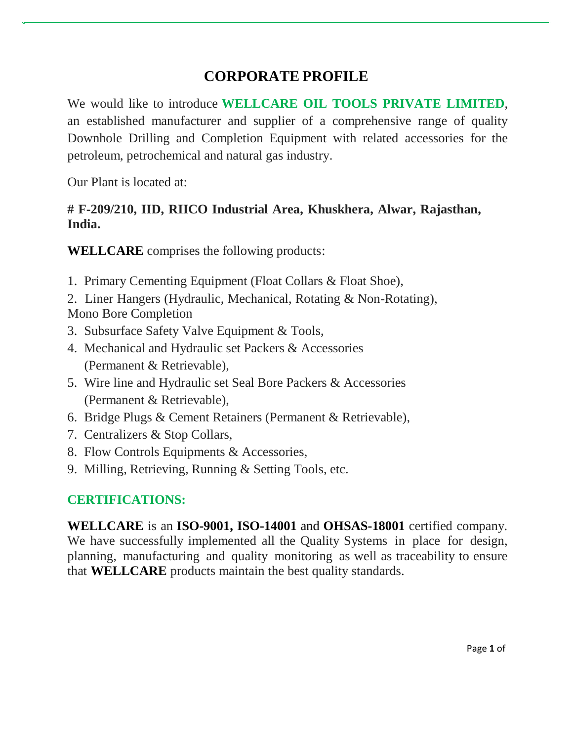# CORPORATE PROFILE

We would like to introduce **WELLCARE OIL TOOLS PRIVATE LIMITED**, an established manufacturer and supplier of a comprehensive range of quality Downhole Drilling and Completion Equipment with related accessories for the petroleum, petrochemical and natural gas industry.

Our Plant is located at:

**# F-209/210, IID, RIICO Industrial Area, Khuskhera, Alwar, Rajasthan, India.**

**WELLCARE** comprises the following products:

1. Primary Cementing Equipment (Float Collars & Float Shoe),
2. Liner Hangers (Hydraulic, Mechanical, Rotating & Non-Rotating), Mono Bore Completion
3. Subsurface Safety Valve Equipment & Tools,
4. Mechanical and Hydraulic set Packers & Accessories (Permanent & Retrievable),
5. Wire line and Hydraulic set Seal Bore Packers & Accessories (Permanent & Retrievable),
6. Bridge Plugs & Cement Retainers (Permanent & Retrievable),
7. Centralizers & Stop Collars,
8. Flow Controls Equipments & Accessories,
9. Milling, Retrieving, Running & Setting Tools, etc.

## CERTIFICATIONS:

**WELLCARE** is an **ISO-9001, ISO-14001** and **OHSAS-18001** certified company. We have successfully implemented all the Quality Systems in place for design, planning, manufacturing and quality monitoring as well as traceability to ensure that **WELLCARE** products maintain the best quality standards.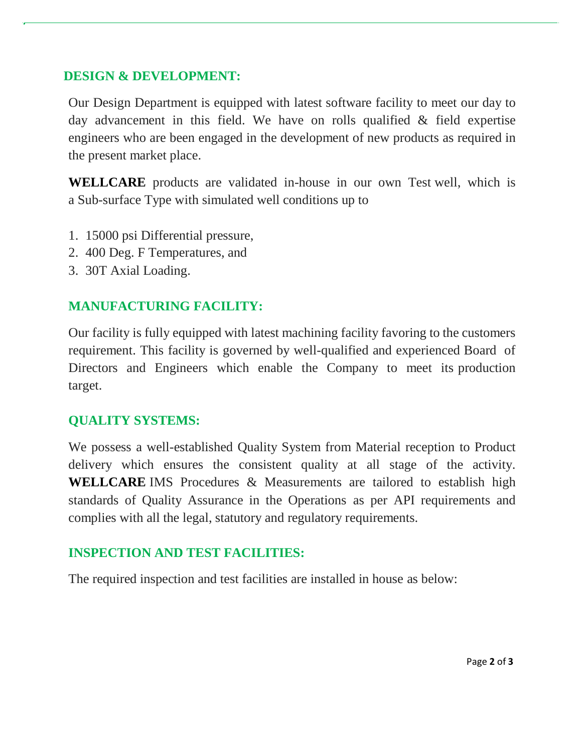## DESIGN & DEVELOPMENT:

Our Design Department is equipped with latest software facility to meet our day to day advancement in this field. We have on rolls qualified & field expertise engineers who are been engaged in the development of new products as required in the present market place.

**WELLCARE** products are validated in-house in our own Test well, which is a Sub-surface Type with simulated well conditions up to

1. 15000 psi Differential pressure,
2. 400 Deg. F Temperatures, and
3. 30T Axial Loading.

## MANUFACTURING FACILITY:

Our facility is fully equipped with latest machining facility favoring to the customers requirement. This facility is governed by well-qualified and experienced Board of Directors and Engineers which enable the Company to meet its production target.

## QUALITY SYSTEMS:

We possess a well-established Quality System from Material reception to Product delivery which ensures the consistent quality at all stage of the activity. **WELLCARE** IMS Procedures & Measurements are tailored to establish high standards of Quality Assurance in the Operations as per API requirements and complies with all the legal, statutory and regulatory requirements.

## INSPECTION AND TEST FACILITIES:

The required inspection and test facilities are installed in house as below: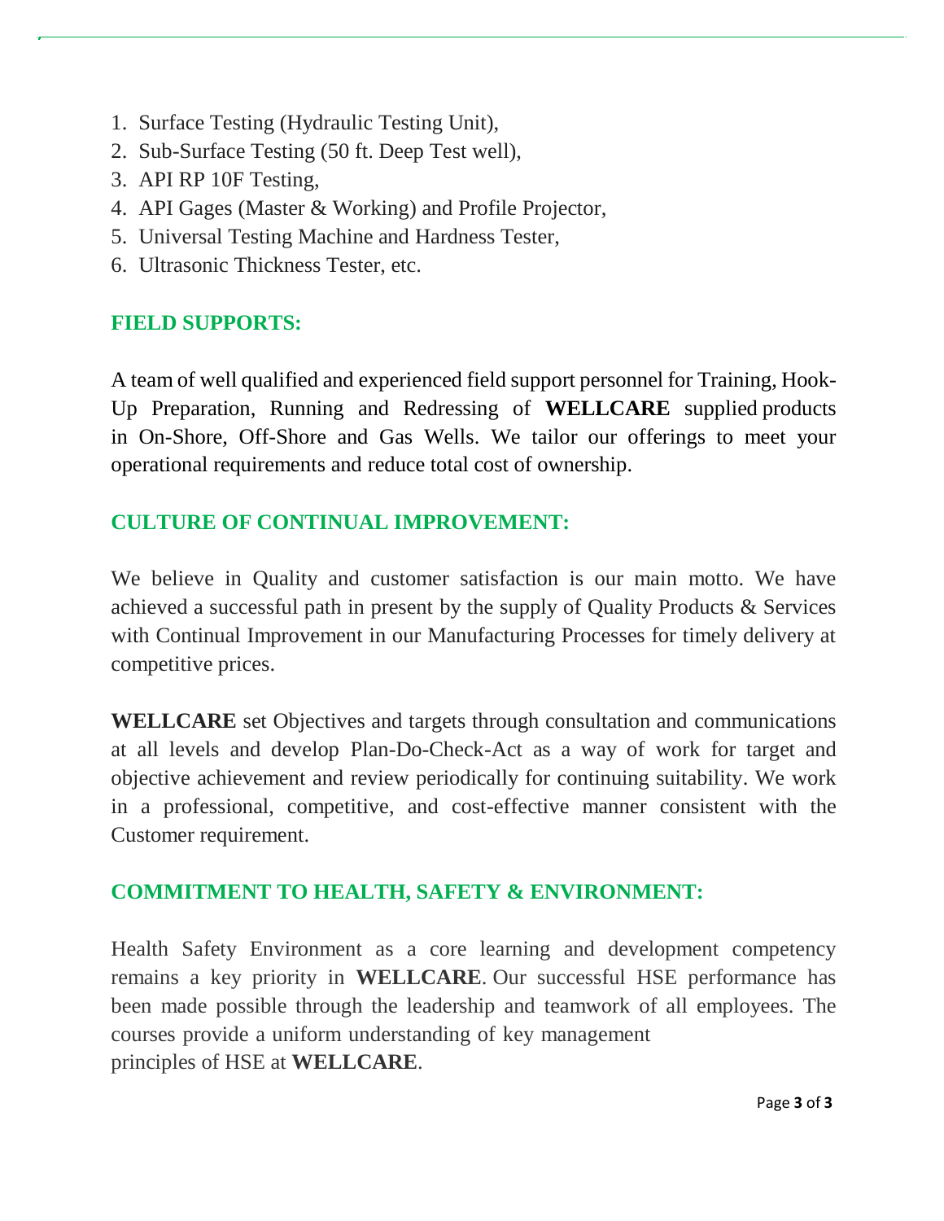1. Surface Testing (Hydraulic Testing Unit),
2. Sub-Surface Testing (50 ft. Deep Test well),
3. API RP 10F Testing,
4. API Gages (Master & Working) and Profile Projector,
5. Universal Testing Machine and Hardness Tester,
6. Ultrasonic Thickness Tester, etc.

## FIELD SUPPORTS:

A team of well qualified and experienced field support personnel for Training, Hook-Up Preparation, Running and Redressing of **WELLCARE** supplied products in On-Shore, Off-Shore and Gas Wells. We tailor our offerings to meet your operational requirements and reduce total cost of ownership.

## CULTURE OF CONTINUAL IMPROVEMENT:

We believe in Quality and customer satisfaction is our main motto. We have achieved a successful path in present by the supply of Quality Products & Services with Continual Improvement in our Manufacturing Processes for timely delivery at competitive prices.

**WELLCARE** set Objectives and targets through consultation and communications at all levels and develop Plan-Do-Check-Act as a way of work for target and objective achievement and review periodically for continuing suitability. We work in a professional, competitive, and cost-effective manner consistent with the Customer requirement.

## COMMITMENT TO HEALTH, SAFETY & ENVIRONMENT:

Health Safety Environment as a core learning and development competency remains a key priority in **WELLCARE**. Our successful HSE performance has been made possible through the leadership and teamwork of all employees. The courses provide a uniform understanding of key management principles of HSE at **WELLCARE**.